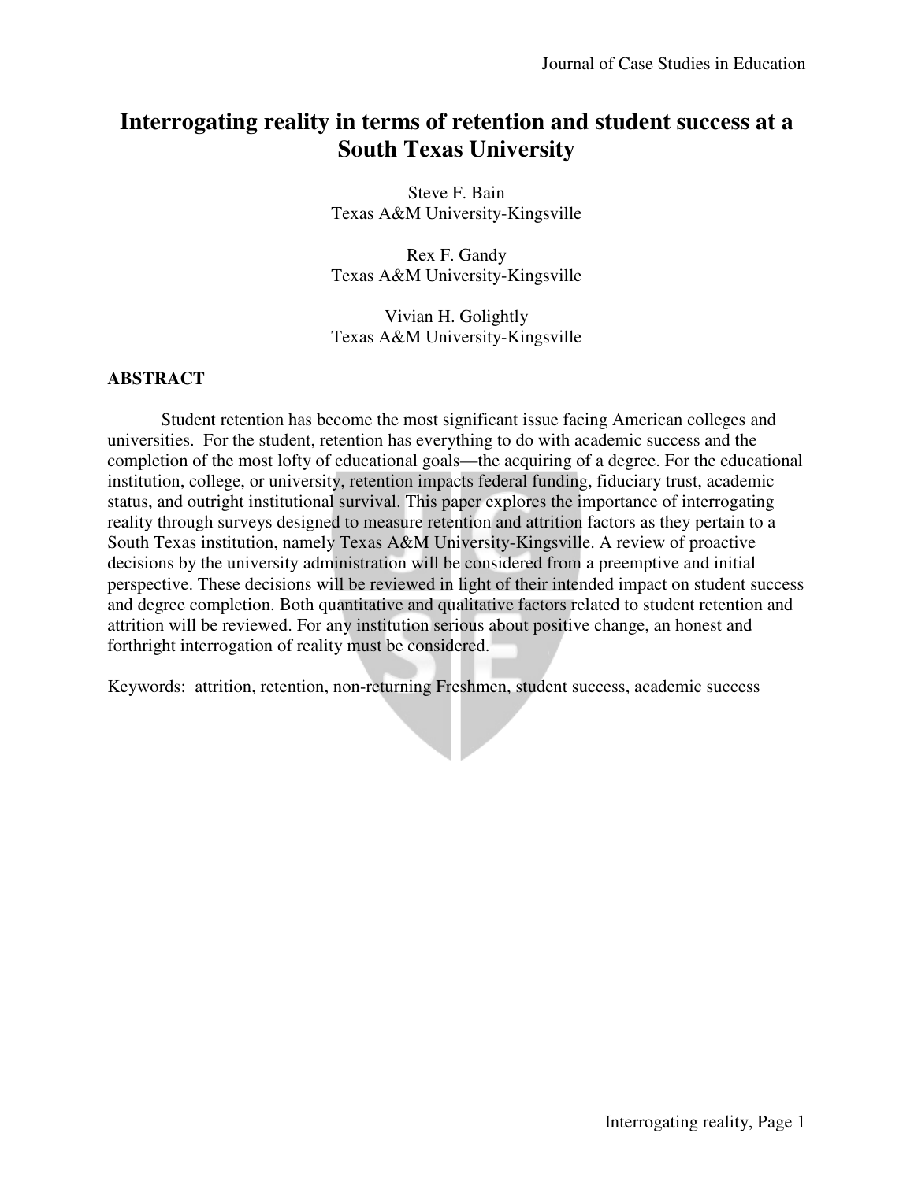# Interrogating reality in terms of retention and student success at a South Texas University

Steve F. Bain
Texas A&M University-Kingsville

Rex F. Gandy
Texas A&M University-Kingsville

Vivian H. Golightly
Texas A&M University-Kingsville

## ABSTRACT

Student retention has become the most significant issue facing American colleges and universities. For the student, retention has everything to do with academic success and the completion of the most lofty of educational goals—the acquiring of a degree. For the educational institution, college, or university, retention impacts federal funding, fiduciary trust, academic status, and outright institutional survival. This paper explores the importance of interrogating reality through surveys designed to measure retention and attrition factors as they pertain to a South Texas institution, namely Texas A&M University-Kingsville. A review of proactive decisions by the university administration will be considered from a preemptive and initial perspective. These decisions will be reviewed in light of their intended impact on student success and degree completion. Both quantitative and qualitative factors related to student retention and attrition will be reviewed. For any institution serious about positive change, an honest and forthright interrogation of reality must be considered.

Keywords: attrition, retention, non-returning Freshmen, student success, academic success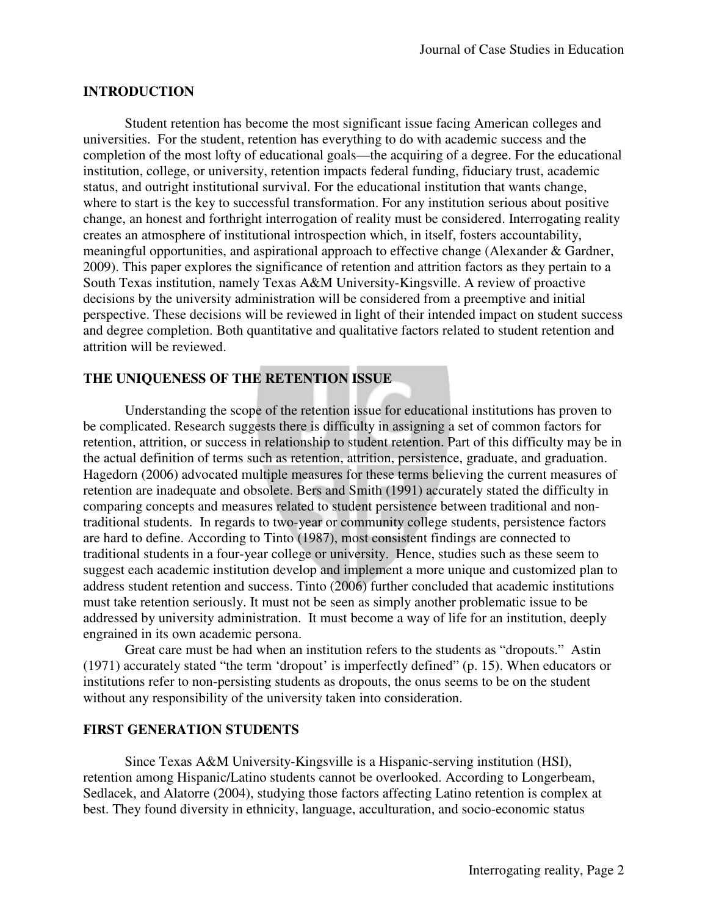## INTRODUCTION

Student retention has become the most significant issue facing American colleges and universities. For the student, retention has everything to do with academic success and the completion of the most lofty of educational goals—the acquiring of a degree. For the educational institution, college, or university, retention impacts federal funding, fiduciary trust, academic status, and outright institutional survival. For the educational institution that wants change, where to start is the key to successful transformation. For any institution serious about positive change, an honest and forthright interrogation of reality must be considered. Interrogating reality creates an atmosphere of institutional introspection which, in itself, fosters accountability, meaningful opportunities, and aspirational approach to effective change (Alexander & Gardner, 2009). This paper explores the significance of retention and attrition factors as they pertain to a South Texas institution, namely Texas A&M University-Kingsville. A review of proactive decisions by the university administration will be considered from a preemptive and initial perspective. These decisions will be reviewed in light of their intended impact on student success and degree completion. Both quantitative and qualitative factors related to student retention and attrition will be reviewed.

## THE UNIQUENESS OF THE RETENTION ISSUE

Understanding the scope of the retention issue for educational institutions has proven to be complicated. Research suggests there is difficulty in assigning a set of common factors for retention, attrition, or success in relationship to student retention. Part of this difficulty may be in the actual definition of terms such as retention, attrition, persistence, graduate, and graduation. Hagedorn (2006) advocated multiple measures for these terms believing the current measures of retention are inadequate and obsolete. Bers and Smith (1991) accurately stated the difficulty in comparing concepts and measures related to student persistence between traditional and non-traditional students. In regards to two-year or community college students, persistence factors are hard to define. According to Tinto (1987), most consistent findings are connected to traditional students in a four-year college or university. Hence, studies such as these seem to suggest each academic institution develop and implement a more unique and customized plan to address student retention and success. Tinto (2006) further concluded that academic institutions must take retention seriously. It must not be seen as simply another problematic issue to be addressed by university administration. It must become a way of life for an institution, deeply engrained in its own academic persona.

Great care must be had when an institution refers to the students as "dropouts." Astin (1971) accurately stated "the term 'dropout' is imperfectly defined" (p. 15). When educators or institutions refer to non-persisting students as dropouts, the onus seems to be on the student without any responsibility of the university taken into consideration.

## FIRST GENERATION STUDENTS

Since Texas A&M University-Kingsville is a Hispanic-serving institution (HSI), retention among Hispanic/Latino students cannot be overlooked. According to Longerbeam, Sedlacek, and Alatorre (2004), studying those factors affecting Latino retention is complex at best. They found diversity in ethnicity, language, acculturation, and socio-economic status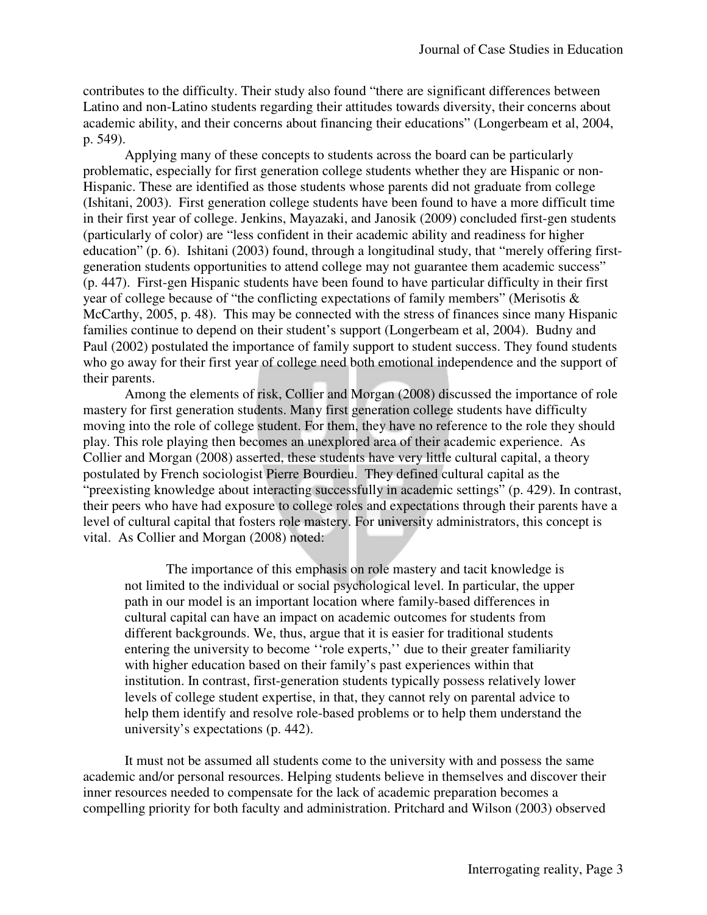contributes to the difficulty. Their study also found "there are significant differences between Latino and non-Latino students regarding their attitudes towards diversity, their concerns about academic ability, and their concerns about financing their educations" (Longerbeam et al, 2004, p. 549).

Applying many of these concepts to students across the board can be particularly problematic, especially for first generation college students whether they are Hispanic or non-Hispanic. These are identified as those students whose parents did not graduate from college (Ishitani, 2003). First generation college students have been found to have a more difficult time in their first year of college. Jenkins, Mayazaki, and Janosik (2009) concluded first-gen students (particularly of color) are "less confident in their academic ability and readiness for higher education" (p. 6). Ishitani (2003) found, through a longitudinal study, that "merely offering first-generation students opportunities to attend college may not guarantee them academic success" (p. 447). First-gen Hispanic students have been found to have particular difficulty in their first year of college because of "the conflicting expectations of family members" (Merisotis & McCarthy, 2005, p. 48). This may be connected with the stress of finances since many Hispanic families continue to depend on their student's support (Longerbeam et al, 2004). Budny and Paul (2002) postulated the importance of family support to student success. They found students who go away for their first year of college need both emotional independence and the support of their parents.

Among the elements of risk, Collier and Morgan (2008) discussed the importance of role mastery for first generation students. Many first generation college students have difficulty moving into the role of college student. For them, they have no reference to the role they should play. This role playing then becomes an unexplored area of their academic experience. As Collier and Morgan (2008) asserted, these students have very little cultural capital, a theory postulated by French sociologist Pierre Bourdieu. They defined cultural capital as the "preexisting knowledge about interacting successfully in academic settings" (p. 429). In contrast, their peers who have had exposure to college roles and expectations through their parents have a level of cultural capital that fosters role mastery. For university administrators, this concept is vital. As Collier and Morgan (2008) noted:

> The importance of this emphasis on role mastery and tacit knowledge is not limited to the individual or social psychological level. In particular, the upper path in our model is an important location where family-based differences in cultural capital can have an impact on academic outcomes for students from different backgrounds. We, thus, argue that it is easier for traditional students entering the university to become ''role experts,'' due to their greater familiarity with higher education based on their family's past experiences within that institution. In contrast, first-generation students typically possess relatively lower levels of college student expertise, in that, they cannot rely on parental advice to help them identify and resolve role-based problems or to help them understand the university's expectations (p. 442).

It must not be assumed all students come to the university with and possess the same academic and/or personal resources. Helping students believe in themselves and discover their inner resources needed to compensate for the lack of academic preparation becomes a compelling priority for both faculty and administration. Pritchard and Wilson (2003) observed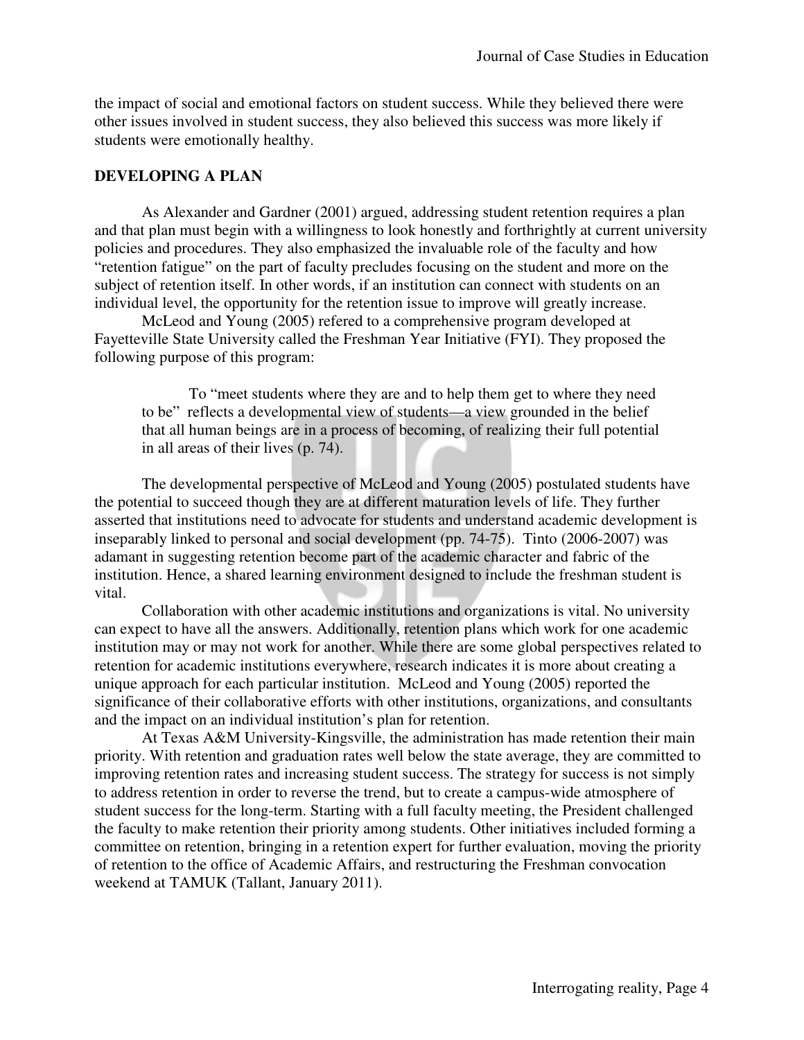the impact of social and emotional factors on student success. While they believed there were other issues involved in student success, they also believed this success was more likely if students were emotionally healthy.

## DEVELOPING A PLAN

As Alexander and Gardner (2001) argued, addressing student retention requires a plan and that plan must begin with a willingness to look honestly and forthrightly at current university policies and procedures. They also emphasized the invaluable role of the faculty and how "retention fatigue" on the part of faculty precludes focusing on the student and more on the subject of retention itself. In other words, if an institution can connect with students on an individual level, the opportunity for the retention issue to improve will greatly increase.

McLeod and Young (2005) refered to a comprehensive program developed at Fayetteville State University called the Freshman Year Initiative (FYI). They proposed the following purpose of this program:

> To "meet students where they are and to help them get to where they need to be" reflects a developmental view of students—a view grounded in the belief that all human beings are in a process of becoming, of realizing their full potential in all areas of their lives (p. 74).

The developmental perspective of McLeod and Young (2005) postulated students have the potential to succeed though they are at different maturation levels of life. They further asserted that institutions need to advocate for students and understand academic development is inseparably linked to personal and social development (pp. 74-75). Tinto (2006-2007) was adamant in suggesting retention become part of the academic character and fabric of the institution. Hence, a shared learning environment designed to include the freshman student is vital.

Collaboration with other academic institutions and organizations is vital. No university can expect to have all the answers. Additionally, retention plans which work for one academic institution may or may not work for another. While there are some global perspectives related to retention for academic institutions everywhere, research indicates it is more about creating a unique approach for each particular institution. McLeod and Young (2005) reported the significance of their collaborative efforts with other institutions, organizations, and consultants and the impact on an individual institution's plan for retention.

At Texas A&M University-Kingsville, the administration has made retention their main priority. With retention and graduation rates well below the state average, they are committed to improving retention rates and increasing student success. The strategy for success is not simply to address retention in order to reverse the trend, but to create a campus-wide atmosphere of student success for the long-term. Starting with a full faculty meeting, the President challenged the faculty to make retention their priority among students. Other initiatives included forming a committee on retention, bringing in a retention expert for further evaluation, moving the priority of retention to the office of Academic Affairs, and restructuring the Freshman convocation weekend at TAMUK (Tallant, January 2011).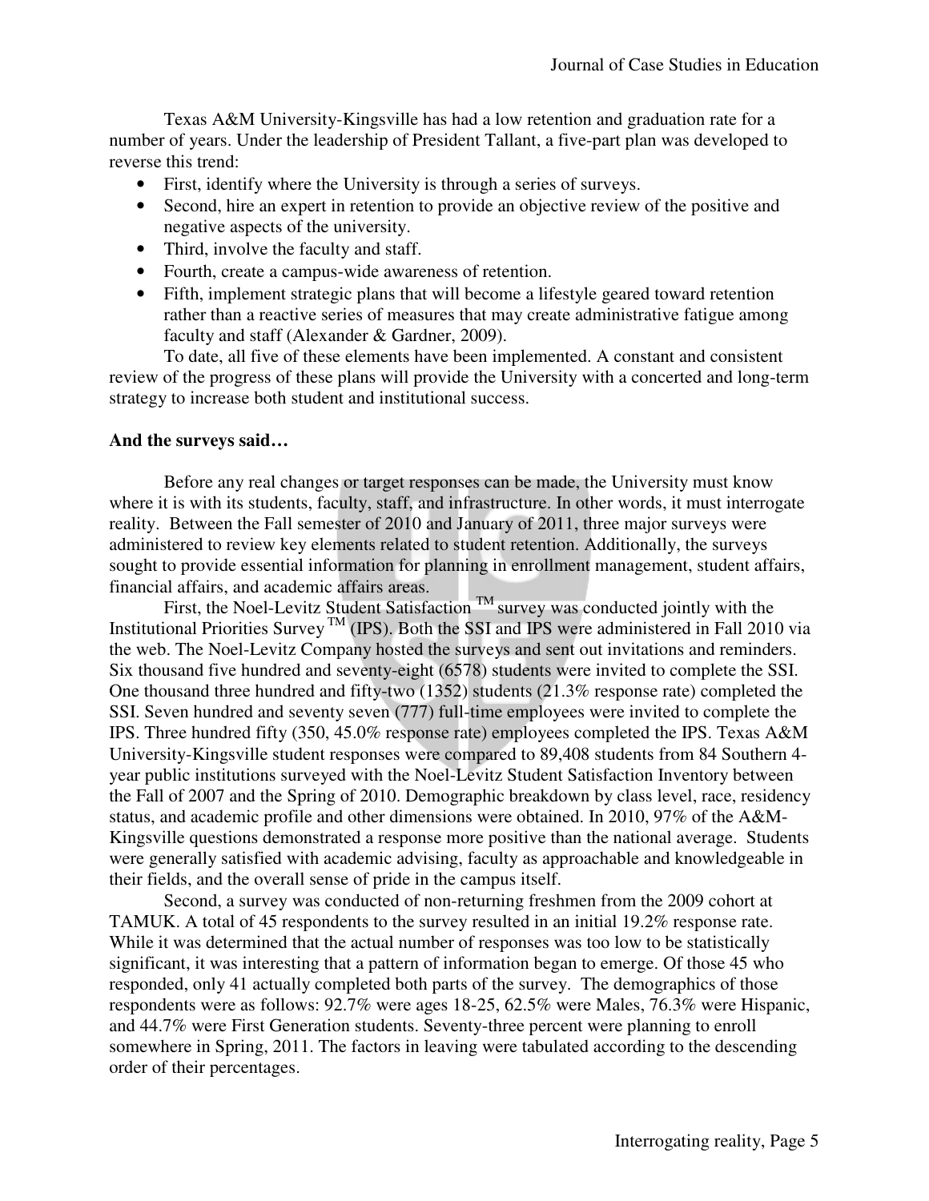Texas A&M University-Kingsville has had a low retention and graduation rate for a number of years. Under the leadership of President Tallant, a five-part plan was developed to reverse this trend:

- First, identify where the University is through a series of surveys.
- Second, hire an expert in retention to provide an objective review of the positive and negative aspects of the university.
- Third, involve the faculty and staff.
- Fourth, create a campus-wide awareness of retention.
- Fifth, implement strategic plans that will become a lifestyle geared toward retention rather than a reactive series of measures that may create administrative fatigue among faculty and staff (Alexander & Gardner, 2009).

To date, all five of these elements have been implemented. A constant and consistent review of the progress of these plans will provide the University with a concerted and long-term strategy to increase both student and institutional success.

**And the surveys said…**

Before any real changes or target responses can be made, the University must know where it is with its students, faculty, staff, and infrastructure. In other words, it must interrogate reality. Between the Fall semester of 2010 and January of 2011, three major surveys were administered to review key elements related to student retention. Additionally, the surveys sought to provide essential information for planning in enrollment management, student affairs, financial affairs, and academic affairs areas.

First, the Noel-Levitz Student Satisfaction ™ survey was conducted jointly with the Institutional Priorities Survey ™ (IPS). Both the SSI and IPS were administered in Fall 2010 via the web. The Noel-Levitz Company hosted the surveys and sent out invitations and reminders. Six thousand five hundred and seventy-eight (6578) students were invited to complete the SSI. One thousand three hundred and fifty-two (1352) students (21.3% response rate) completed the SSI. Seven hundred and seventy seven (777) full-time employees were invited to complete the IPS. Three hundred fifty (350, 45.0% response rate) employees completed the IPS. Texas A&M University-Kingsville student responses were compared to 89,408 students from 84 Southern 4-year public institutions surveyed with the Noel-Levitz Student Satisfaction Inventory between the Fall of 2007 and the Spring of 2010. Demographic breakdown by class level, race, residency status, and academic profile and other dimensions were obtained. In 2010, 97% of the A&M-Kingsville questions demonstrated a response more positive than the national average. Students were generally satisfied with academic advising, faculty as approachable and knowledgeable in their fields, and the overall sense of pride in the campus itself.

Second, a survey was conducted of non-returning freshmen from the 2009 cohort at TAMUK. A total of 45 respondents to the survey resulted in an initial 19.2% response rate. While it was determined that the actual number of responses was too low to be statistically significant, it was interesting that a pattern of information began to emerge. Of those 45 who responded, only 41 actually completed both parts of the survey. The demographics of those respondents were as follows: 92.7% were ages 18-25, 62.5% were Males, 76.3% were Hispanic, and 44.7% were First Generation students. Seventy-three percent were planning to enroll somewhere in Spring, 2011. The factors in leaving were tabulated according to the descending order of their percentages.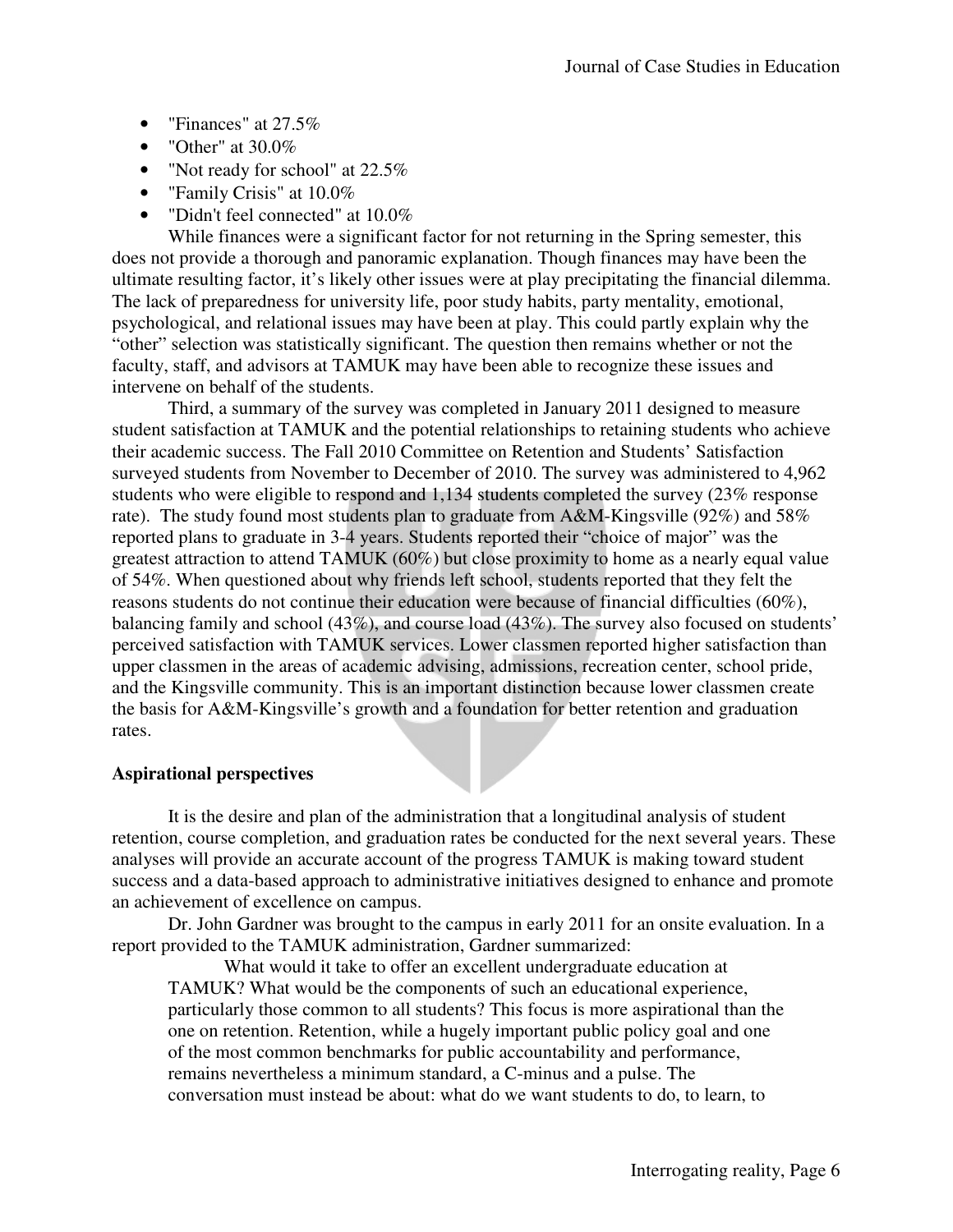- "Finances" at 27.5%
- "Other" at 30.0%
- "Not ready for school" at 22.5%
- "Family Crisis" at 10.0%
- "Didn't feel connected" at 10.0%

While finances were a significant factor for not returning in the Spring semester, this does not provide a thorough and panoramic explanation. Though finances may have been the ultimate resulting factor, it's likely other issues were at play precipitating the financial dilemma. The lack of preparedness for university life, poor study habits, party mentality, emotional, psychological, and relational issues may have been at play. This could partly explain why the "other" selection was statistically significant. The question then remains whether or not the faculty, staff, and advisors at TAMUK may have been able to recognize these issues and intervene on behalf of the students.

Third, a summary of the survey was completed in January 2011 designed to measure student satisfaction at TAMUK and the potential relationships to retaining students who achieve their academic success. The Fall 2010 Committee on Retention and Students' Satisfaction surveyed students from November to December of 2010. The survey was administered to 4,962 students who were eligible to respond and 1,134 students completed the survey (23% response rate). The study found most students plan to graduate from A&M-Kingsville (92%) and 58% reported plans to graduate in 3-4 years. Students reported their "choice of major" was the greatest attraction to attend TAMUK (60%) but close proximity to home as a nearly equal value of 54%. When questioned about why friends left school, students reported that they felt the reasons students do not continue their education were because of financial difficulties (60%), balancing family and school (43%), and course load (43%). The survey also focused on students' perceived satisfaction with TAMUK services. Lower classmen reported higher satisfaction than upper classmen in the areas of academic advising, admissions, recreation center, school pride, and the Kingsville community. This is an important distinction because lower classmen create the basis for A&M-Kingsville's growth and a foundation for better retention and graduation rates.

**Aspirational perspectives**

It is the desire and plan of the administration that a longitudinal analysis of student retention, course completion, and graduation rates be conducted for the next several years. These analyses will provide an accurate account of the progress TAMUK is making toward student success and a data-based approach to administrative initiatives designed to enhance and promote an achievement of excellence on campus.

Dr. John Gardner was brought to the campus in early 2011 for an onsite evaluation. In a report provided to the TAMUK administration, Gardner summarized:

> What would it take to offer an excellent undergraduate education at TAMUK? What would be the components of such an educational experience, particularly those common to all students? This focus is more aspirational than the one on retention. Retention, while a hugely important public policy goal and one of the most common benchmarks for public accountability and performance, remains nevertheless a minimum standard, a C-minus and a pulse. The conversation must instead be about: what do we want students to do, to learn, to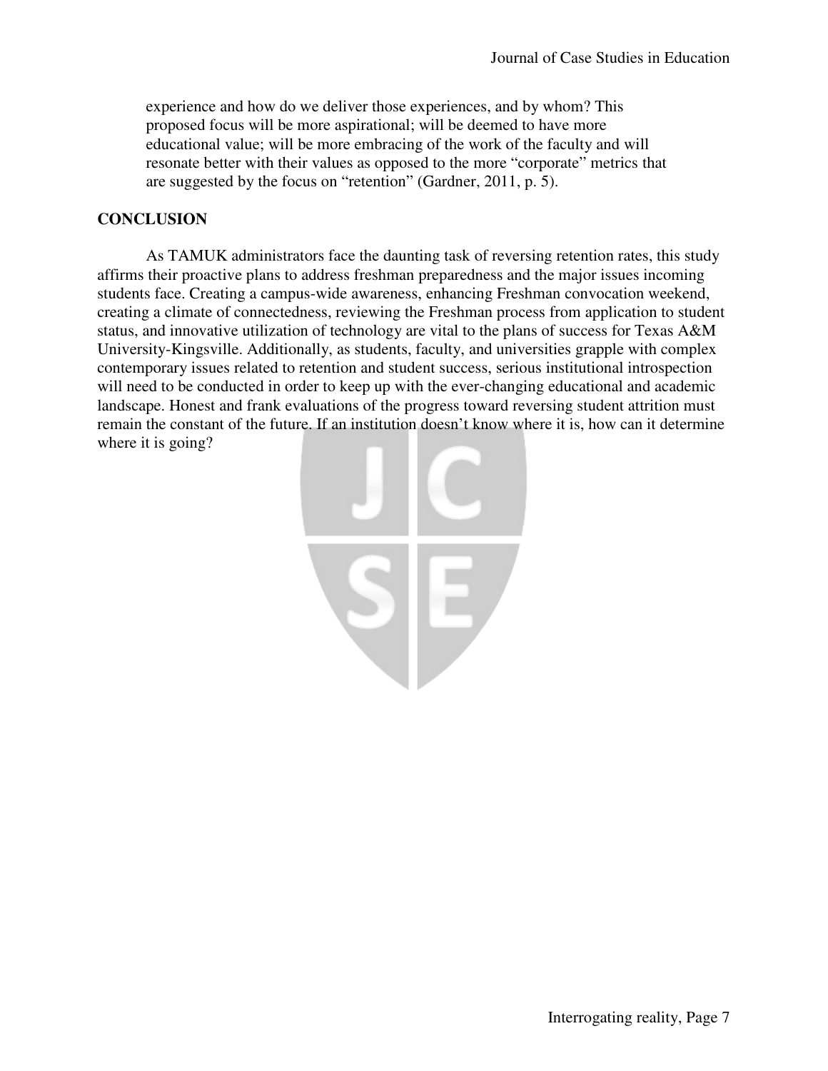> experience and how do we deliver those experiences, and by whom? This proposed focus will be more aspirational; will be deemed to have more educational value; will be more embracing of the work of the faculty and will resonate better with their values as opposed to the more "corporate" metrics that are suggested by the focus on "retention" (Gardner, 2011, p. 5).

## CONCLUSION

As TAMUK administrators face the daunting task of reversing retention rates, this study affirms their proactive plans to address freshman preparedness and the major issues incoming students face. Creating a campus-wide awareness, enhancing Freshman convocation weekend, creating a climate of connectedness, reviewing the Freshman process from application to student status, and innovative utilization of technology are vital to the plans of success for Texas A&M University-Kingsville. Additionally, as students, faculty, and universities grapple with complex contemporary issues related to retention and student success, serious institutional introspection will need to be conducted in order to keep up with the ever-changing educational and academic landscape. Honest and frank evaluations of the progress toward reversing student attrition must remain the constant of the future. If an institution doesn't know where it is, how can it determine where it is going?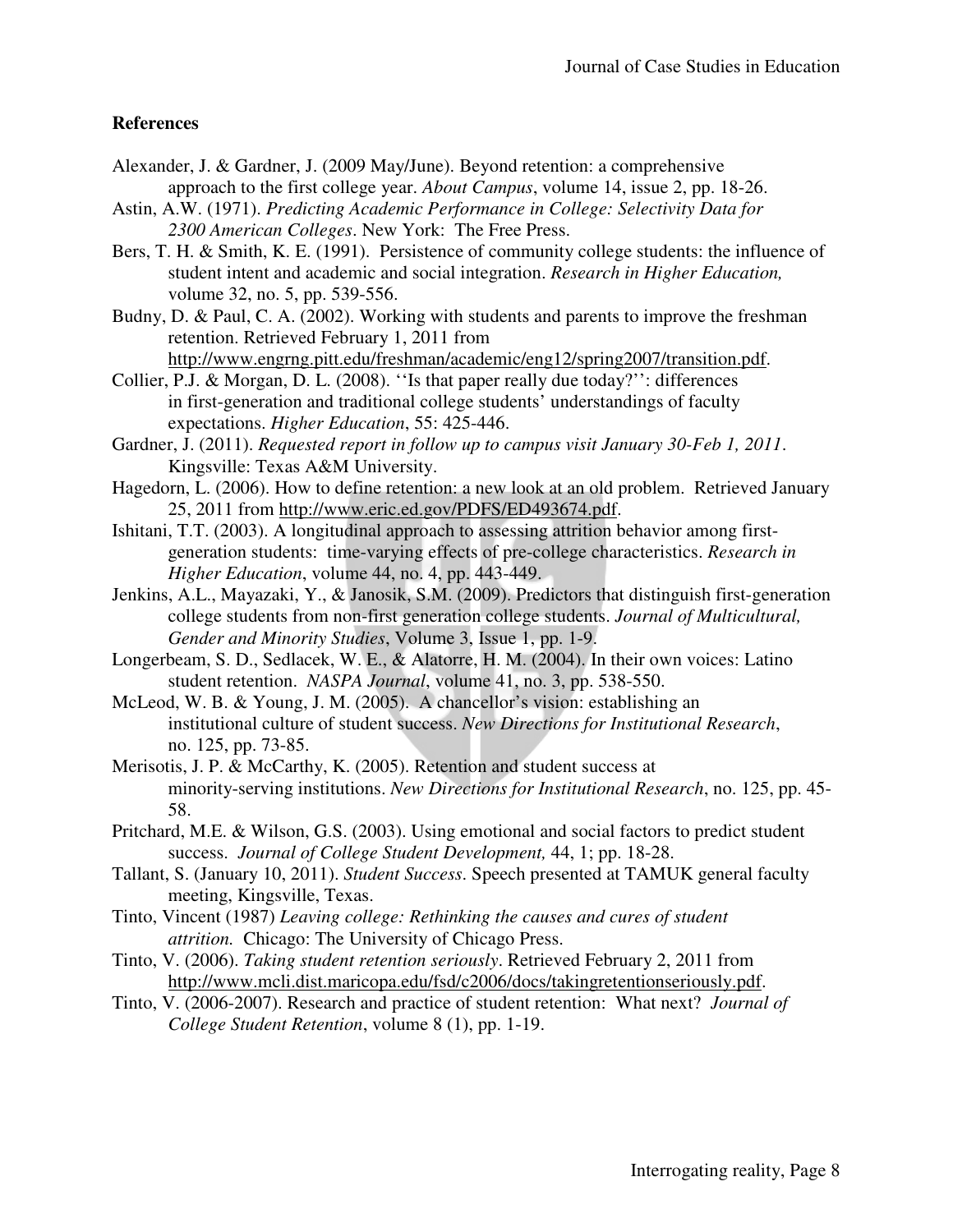## References

Alexander, J. & Gardner, J. (2009 May/June). Beyond retention: a comprehensive approach to the first college year. *About Campus*, volume 14, issue 2, pp. 18-26.

Astin, A.W. (1971). *Predicting Academic Performance in College: Selectivity Data for 2300 American Colleges*. New York: The Free Press.

Bers, T. H. & Smith, K. E. (1991). Persistence of community college students: the influence of student intent and academic and social integration. *Research in Higher Education,* volume 32, no. 5, pp. 539-556.

Budny, D. & Paul, C. A. (2002). Working with students and parents to improve the freshman retention. Retrieved February 1, 2011 from http://www.engrng.pitt.edu/freshman/academic/eng12/spring2007/transition.pdf.

Collier, P.J. & Morgan, D. L. (2008). ''Is that paper really due today?'': differences in first-generation and traditional college students' understandings of faculty expectations. *Higher Education*, 55: 425-446.

Gardner, J. (2011). *Requested report in follow up to campus visit January 30-Feb 1, 2011*. Kingsville: Texas A&M University.

Hagedorn, L. (2006). How to define retention: a new look at an old problem. Retrieved January 25, 2011 from http://www.eric.ed.gov/PDFS/ED493674.pdf.

Ishitani, T.T. (2003). A longitudinal approach to assessing attrition behavior among first-generation students: time-varying effects of pre-college characteristics. *Research in Higher Education*, volume 44, no. 4, pp. 443-449.

Jenkins, A.L., Mayazaki, Y., & Janosik, S.M. (2009). Predictors that distinguish first-generation college students from non-first generation college students. *Journal of Multicultural, Gender and Minority Studies*, Volume 3, Issue 1, pp. 1-9.

Longerbeam, S. D., Sedlacek, W. E., & Alatorre, H. M. (2004). In their own voices: Latino student retention. *NASPA Journal*, volume 41, no. 3, pp. 538-550.

McLeod, W. B. & Young, J. M. (2005). A chancellor's vision: establishing an institutional culture of student success. *New Directions for Institutional Research*, no. 125, pp. 73-85.

Merisotis, J. P. & McCarthy, K. (2005). Retention and student success at minority-serving institutions. *New Directions for Institutional Research*, no. 125, pp. 45-58.

Pritchard, M.E. & Wilson, G.S. (2003). Using emotional and social factors to predict student success. *Journal of College Student Development,* 44, 1; pp. 18-28.

Tallant, S. (January 10, 2011). *Student Success*. Speech presented at TAMUK general faculty meeting, Kingsville, Texas.

Tinto, Vincent (1987) *Leaving college: Rethinking the causes and cures of student attrition.* Chicago: The University of Chicago Press.

Tinto, V. (2006). *Taking student retention seriously*. Retrieved February 2, 2011 from http://www.mcli.dist.maricopa.edu/fsd/c2006/docs/takingretentionseriously.pdf.

Tinto, V. (2006-2007). Research and practice of student retention: What next? *Journal of College Student Retention*, volume 8 (1), pp. 1-19.